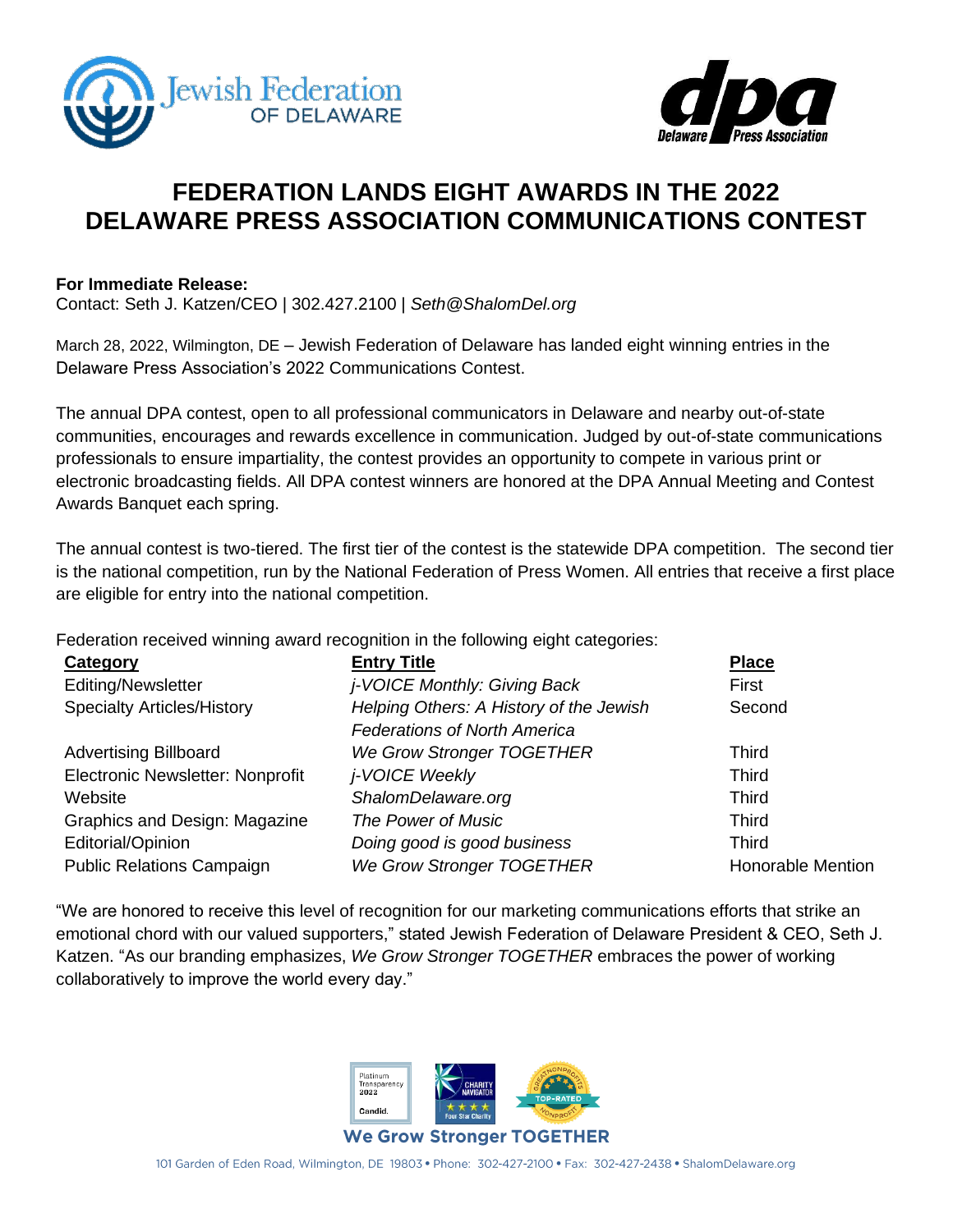# FEDERATION LANDS EIGHT AWARDS IN THE 2022 DELAWARE PRESS ASSOCIATION COMMUNICATIONS CONTEST

**For Immediate Release:**
Contact: Seth J. Katzen/CEO | 302.427.2100 | *Seth@ShalomDel.org*

March 28, 2022, Wilmington, DE – Jewish Federation of Delaware has landed eight winning entries in the Delaware Press Association's 2022 Communications Contest.

The annual DPA contest, open to all professional communicators in Delaware and nearby out-of-state communities, encourages and rewards excellence in communication. Judged by out-of-state communications professionals to ensure impartiality, the contest provides an opportunity to compete in various print or electronic broadcasting fields. All DPA contest winners are honored at the DPA Annual Meeting and Contest Awards Banquet each spring.

The annual contest is two-tiered. The first tier of the contest is the statewide DPA competition. The second tier is the national competition, run by the National Federation of Press Women. All entries that receive a first place are eligible for entry into the national competition.

Federation received winning award recognition in the following eight categories:

| Category | Entry Title | Place |
|---|---|---|
| Editing/Newsletter | *j-VOICE Monthly: Giving Back* | First |
| Specialty Articles/History | *Helping Others: A History of the Jewish Federations of North America* | Second |
| Advertising Billboard | *We Grow Stronger TOGETHER* | Third |
| Electronic Newsletter: Nonprofit | *j-VOICE Weekly* | Third |
| Website | *ShalomDelaware.org* | Third |
| Graphics and Design: Magazine | *The Power of Music* | Third |
| Editorial/Opinion | *Doing good is good business* | Third |
| Public Relations Campaign | *We Grow Stronger TOGETHER* | Honorable Mention |

"We are honored to receive this level of recognition for our marketing communications efforts that strike an emotional chord with our valued supporters," stated Jewish Federation of Delaware President & CEO, Seth J. Katzen. "As our branding emphasizes, *We Grow Stronger TOGETHER* embraces the power of working collaboratively to improve the world every day."

We Grow Stronger TOGETHER

101 Garden of Eden Road, Wilmington, DE 19803 • Phone: 302-427-2100 • Fax: 302-427-2438 • ShalomDelaware.org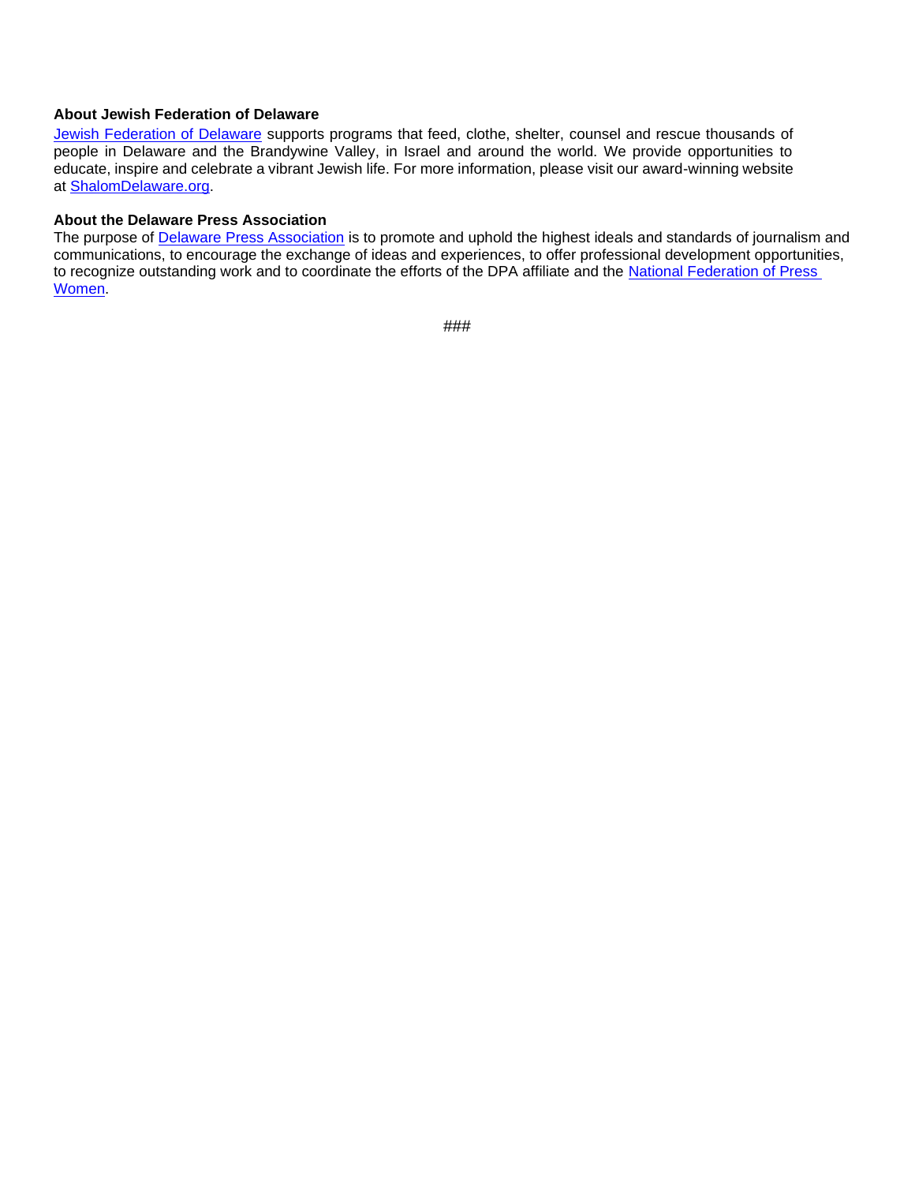**About Jewish Federation of Delaware**

Jewish Federation of Delaware supports programs that feed, clothe, shelter, counsel and rescue thousands of people in Delaware and the Brandywine Valley, in Israel and around the world. We provide opportunities to educate, inspire and celebrate a vibrant Jewish life. For more information, please visit our award-winning website at ShalomDelaware.org.

**About the Delaware Press Association**

The purpose of Delaware Press Association is to promote and uphold the highest ideals and standards of journalism and communications, to encourage the exchange of ideas and experiences, to offer professional development opportunities, to recognize outstanding work and to coordinate the efforts of the DPA affiliate and the National Federation of Press Women.

###